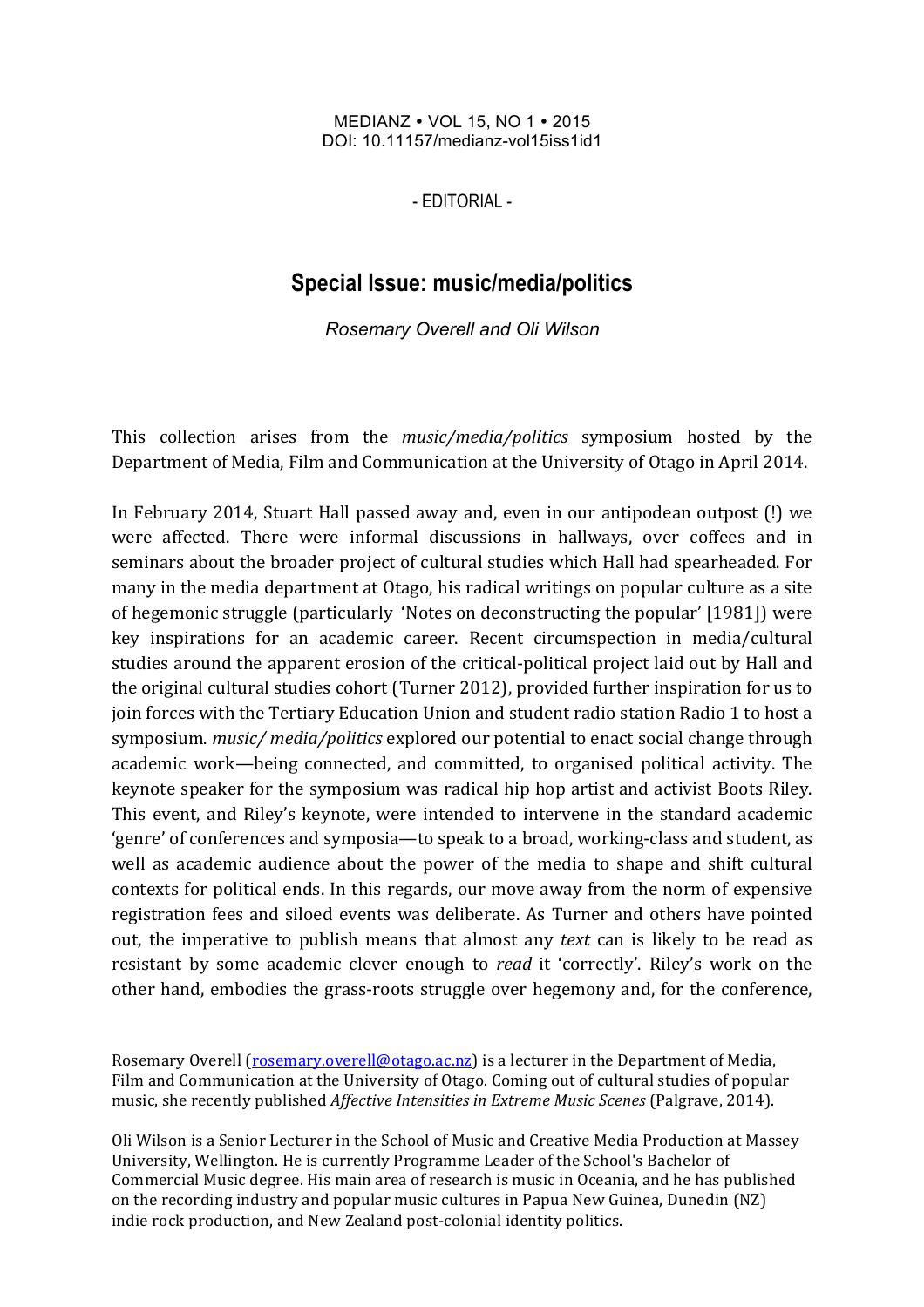MEDIANZ • VOL 15, NO 1 • 2015
DOI: 10.11157/medianz-vol15iss1id1

- EDITORIAL -

# Special Issue: music/media/politics

*Rosemary Overell and Oli Wilson*

This collection arises from the *music/media/politics* symposium hosted by the Department of Media, Film and Communication at the University of Otago in April 2014.

In February 2014, Stuart Hall passed away and, even in our antipodean outpost (!) we were affected. There were informal discussions in hallways, over coffees and in seminars about the broader project of cultural studies which Hall had spearheaded. For many in the media department at Otago, his radical writings on popular culture as a site of hegemonic struggle (particularly 'Notes on deconstructing the popular' [1981]) were key inspirations for an academic career. Recent circumspection in media/cultural studies around the apparent erosion of the critical-political project laid out by Hall and the original cultural studies cohort (Turner 2012), provided further inspiration for us to join forces with the Tertiary Education Union and student radio station Radio 1 to host a symposium. *music/ media/politics* explored our potential to enact social change through academic work—being connected, and committed, to organised political activity. The keynote speaker for the symposium was radical hip hop artist and activist Boots Riley. This event, and Riley's keynote, were intended to intervene in the standard academic 'genre' of conferences and symposia—to speak to a broad, working-class and student, as well as academic audience about the power of the media to shape and shift cultural contexts for political ends. In this regards, our move away from the norm of expensive registration fees and siloed events was deliberate. As Turner and others have pointed out, the imperative to publish means that almost any *text* can is likely to be read as resistant by some academic clever enough to *read* it 'correctly'. Riley's work on the other hand, embodies the grass-roots struggle over hegemony and, for the conference,

Rosemary Overell (rosemary.overell@otago.ac.nz) is a lecturer in the Department of Media, Film and Communication at the University of Otago. Coming out of cultural studies of popular music, she recently published *Affective Intensities in Extreme Music Scenes* (Palgrave, 2014).

Oli Wilson is a Senior Lecturer in the School of Music and Creative Media Production at Massey University, Wellington. He is currently Programme Leader of the School's Bachelor of Commercial Music degree. His main area of research is music in Oceania, and he has published on the recording industry and popular music cultures in Papua New Guinea, Dunedin (NZ) indie rock production, and New Zealand post-colonial identity politics.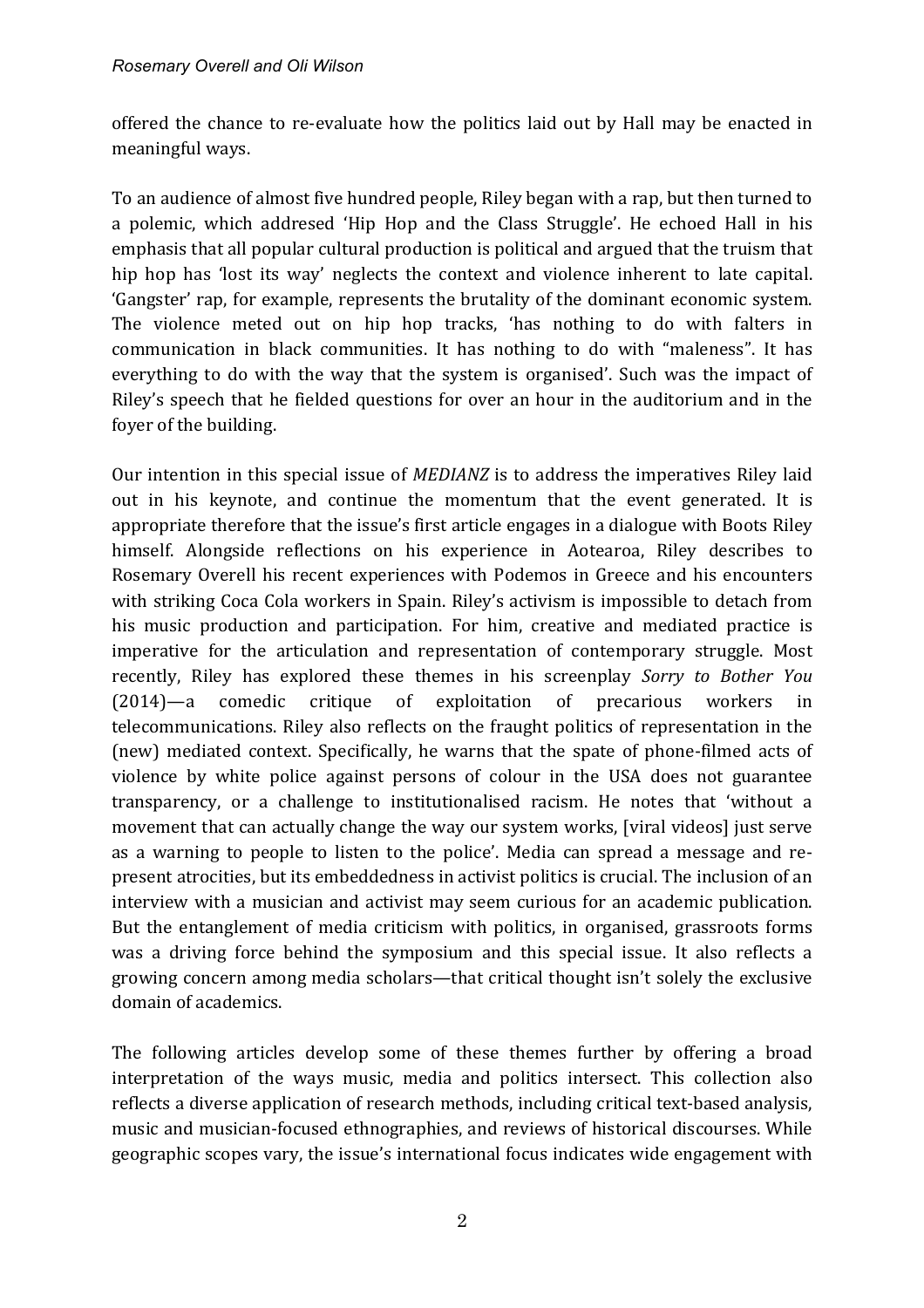offered the chance to re-evaluate how the politics laid out by Hall may be enacted in meaningful ways.

To an audience of almost five hundred people, Riley began with a rap, but then turned to a polemic, which addresed 'Hip Hop and the Class Struggle'. He echoed Hall in his emphasis that all popular cultural production is political and argued that the truism that hip hop has 'lost its way' neglects the context and violence inherent to late capital. 'Gangster' rap, for example, represents the brutality of the dominant economic system. The violence meted out on hip hop tracks, 'has nothing to do with falters in communication in black communities. It has nothing to do with "maleness". It has everything to do with the way that the system is organised'. Such was the impact of Riley's speech that he fielded questions for over an hour in the auditorium and in the foyer of the building.

Our intention in this special issue of *MEDIANZ* is to address the imperatives Riley laid out in his keynote, and continue the momentum that the event generated. It is appropriate therefore that the issue's first article engages in a dialogue with Boots Riley himself. Alongside reflections on his experience in Aotearoa, Riley describes to Rosemary Overell his recent experiences with Podemos in Greece and his encounters with striking Coca Cola workers in Spain. Riley's activism is impossible to detach from his music production and participation. For him, creative and mediated practice is imperative for the articulation and representation of contemporary struggle. Most recently, Riley has explored these themes in his screenplay *Sorry to Bother You* (2014)—a comedic critique of exploitation of precarious workers in telecommunications. Riley also reflects on the fraught politics of representation in the (new) mediated context. Specifically, he warns that the spate of phone-filmed acts of violence by white police against persons of colour in the USA does not guarantee transparency, or a challenge to institutionalised racism. He notes that 'without a movement that can actually change the way our system works, [viral videos] just serve as a warning to people to listen to the police'. Media can spread a message and re-present atrocities, but its embeddedness in activist politics is crucial. The inclusion of an interview with a musician and activist may seem curious for an academic publication. But the entanglement of media criticism with politics, in organised, grassroots forms was a driving force behind the symposium and this special issue. It also reflects a growing concern among media scholars—that critical thought isn't solely the exclusive domain of academics.

The following articles develop some of these themes further by offering a broad interpretation of the ways music, media and politics intersect. This collection also reflects a diverse application of research methods, including critical text-based analysis, music and musician-focused ethnographies, and reviews of historical discourses. While geographic scopes vary, the issue's international focus indicates wide engagement with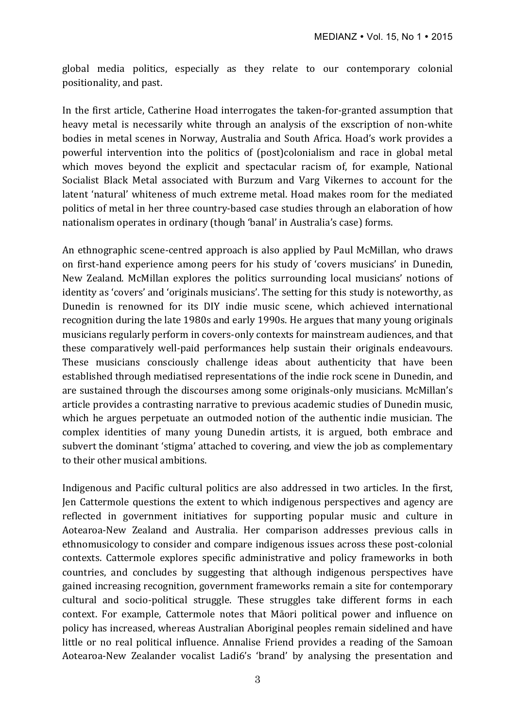global media politics, especially as they relate to our contemporary colonial positionality, and past.

In the first article, Catherine Hoad interrogates the taken-for-granted assumption that heavy metal is necessarily white through an analysis of the exscription of non-white bodies in metal scenes in Norway, Australia and South Africa. Hoad's work provides a powerful intervention into the politics of (post)colonialism and race in global metal which moves beyond the explicit and spectacular racism of, for example, National Socialist Black Metal associated with Burzum and Varg Vikernes to account for the latent 'natural' whiteness of much extreme metal. Hoad makes room for the mediated politics of metal in her three country-based case studies through an elaboration of how nationalism operates in ordinary (though 'banal' in Australia's case) forms.

An ethnographic scene-centred approach is also applied by Paul McMillan, who draws on first-hand experience among peers for his study of 'covers musicians' in Dunedin, New Zealand. McMillan explores the politics surrounding local musicians' notions of identity as 'covers' and 'originals musicians'. The setting for this study is noteworthy, as Dunedin is renowned for its DIY indie music scene, which achieved international recognition during the late 1980s and early 1990s. He argues that many young originals musicians regularly perform in covers-only contexts for mainstream audiences, and that these comparatively well-paid performances help sustain their originals endeavours. These musicians consciously challenge ideas about authenticity that have been established through mediatised representations of the indie rock scene in Dunedin, and are sustained through the discourses among some originals-only musicians. McMillan's article provides a contrasting narrative to previous academic studies of Dunedin music, which he argues perpetuate an outmoded notion of the authentic indie musician. The complex identities of many young Dunedin artists, it is argued, both embrace and subvert the dominant 'stigma' attached to covering, and view the job as complementary to their other musical ambitions.

Indigenous and Pacific cultural politics are also addressed in two articles. In the first, Jen Cattermole questions the extent to which indigenous perspectives and agency are reflected in government initiatives for supporting popular music and culture in Aotearoa-New Zealand and Australia. Her comparison addresses previous calls in ethnomusicology to consider and compare indigenous issues across these post-colonial contexts. Cattermole explores specific administrative and policy frameworks in both countries, and concludes by suggesting that although indigenous perspectives have gained increasing recognition, government frameworks remain a site for contemporary cultural and socio-political struggle. These struggles take different forms in each context. For example, Cattermole notes that Māori political power and influence on policy has increased, whereas Australian Aboriginal peoples remain sidelined and have little or no real political influence. Annalise Friend provides a reading of the Samoan Aotearoa-New Zealander vocalist Ladi6's 'brand' by analysing the presentation and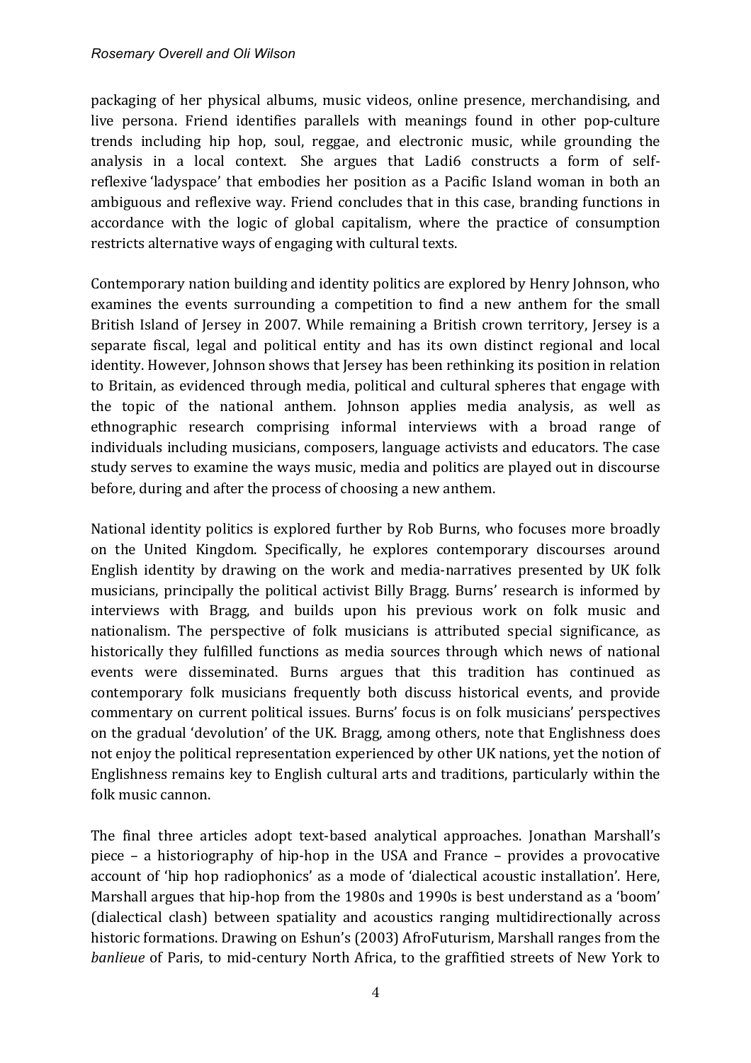packaging of her physical albums, music videos, online presence, merchandising, and live persona. Friend identifies parallels with meanings found in other pop-culture trends including hip hop, soul, reggae, and electronic music, while grounding the analysis in a local context. She argues that Ladi6 constructs a form of self-reflexive 'ladyspace' that embodies her position as a Pacific Island woman in both an ambiguous and reflexive way. Friend concludes that in this case, branding functions in accordance with the logic of global capitalism, where the practice of consumption restricts alternative ways of engaging with cultural texts.

Contemporary nation building and identity politics are explored by Henry Johnson, who examines the events surrounding a competition to find a new anthem for the small British Island of Jersey in 2007. While remaining a British crown territory, Jersey is a separate fiscal, legal and political entity and has its own distinct regional and local identity. However, Johnson shows that Jersey has been rethinking its position in relation to Britain, as evidenced through media, political and cultural spheres that engage with the topic of the national anthem. Johnson applies media analysis, as well as ethnographic research comprising informal interviews with a broad range of individuals including musicians, composers, language activists and educators. The case study serves to examine the ways music, media and politics are played out in discourse before, during and after the process of choosing a new anthem.

National identity politics is explored further by Rob Burns, who focuses more broadly on the United Kingdom. Specifically, he explores contemporary discourses around English identity by drawing on the work and media-narratives presented by UK folk musicians, principally the political activist Billy Bragg. Burns' research is informed by interviews with Bragg, and builds upon his previous work on folk music and nationalism. The perspective of folk musicians is attributed special significance, as historically they fulfilled functions as media sources through which news of national events were disseminated. Burns argues that this tradition has continued as contemporary folk musicians frequently both discuss historical events, and provide commentary on current political issues. Burns' focus is on folk musicians' perspectives on the gradual 'devolution' of the UK. Bragg, among others, note that Englishness does not enjoy the political representation experienced by other UK nations, yet the notion of Englishness remains key to English cultural arts and traditions, particularly within the folk music cannon.

The final three articles adopt text-based analytical approaches. Jonathan Marshall's piece – a historiography of hip-hop in the USA and France – provides a provocative account of 'hip hop radiophonics' as a mode of 'dialectical acoustic installation'. Here, Marshall argues that hip-hop from the 1980s and 1990s is best understand as a 'boom' (dialectical clash) between spatiality and acoustics ranging multidirectionally across historic formations. Drawing on Eshun's (2003) AfroFuturism, Marshall ranges from the *banlieue* of Paris, to mid-century North Africa, to the graffitied streets of New York to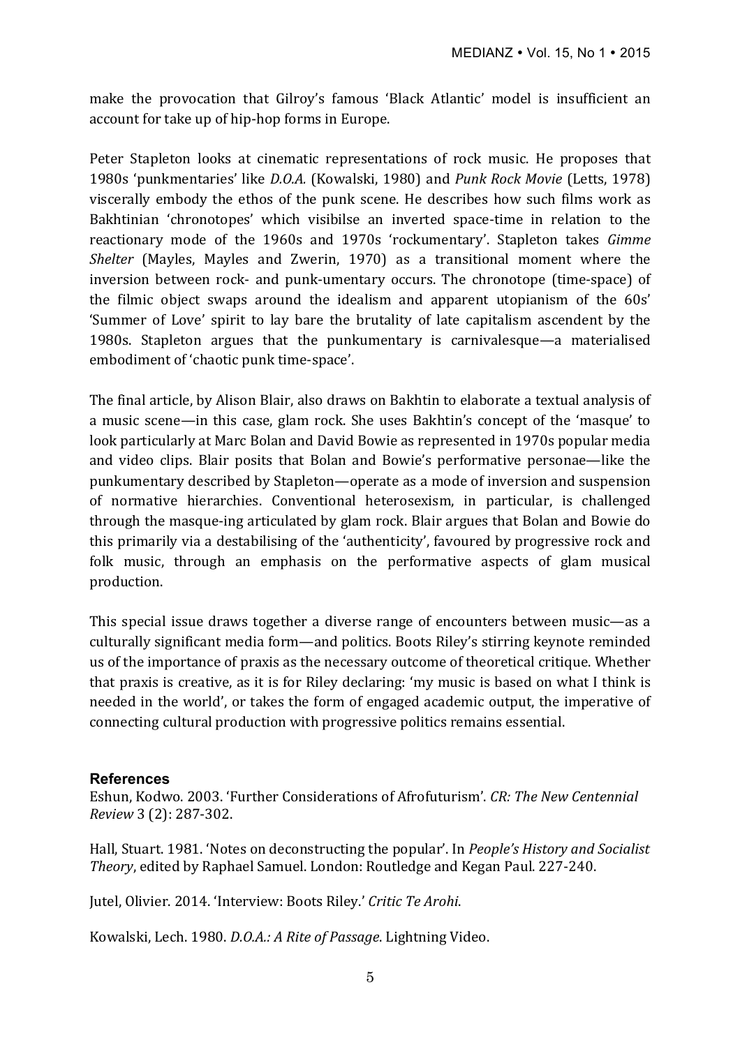make the provocation that Gilroy's famous 'Black Atlantic' model is insufficient an account for take up of hip-hop forms in Europe.

Peter Stapleton looks at cinematic representations of rock music. He proposes that 1980s 'punkmentaries' like *D.O.A.* (Kowalski, 1980) and *Punk Rock Movie* (Letts, 1978) viscerally embody the ethos of the punk scene. He describes how such films work as Bakhtinian 'chronotopes' which visibilse an inverted space-time in relation to the reactionary mode of the 1960s and 1970s 'rockumentary'. Stapleton takes *Gimme Shelter* (Mayles, Mayles and Zwerin, 1970) as a transitional moment where the inversion between rock- and punk-umentary occurs. The chronotope (time-space) of the filmic object swaps around the idealism and apparent utopianism of the 60s' 'Summer of Love' spirit to lay bare the brutality of late capitalism ascendent by the 1980s. Stapleton argues that the punkumentary is carnivalesque—a materialised embodiment of 'chaotic punk time-space'.

The final article, by Alison Blair, also draws on Bakhtin to elaborate a textual analysis of a music scene—in this case, glam rock. She uses Bakhtin's concept of the 'masque' to look particularly at Marc Bolan and David Bowie as represented in 1970s popular media and video clips. Blair posits that Bolan and Bowie's performative personae—like the punkumentary described by Stapleton—operate as a mode of inversion and suspension of normative hierarchies. Conventional heterosexism, in particular, is challenged through the masque-ing articulated by glam rock. Blair argues that Bolan and Bowie do this primarily via a destabilising of the 'authenticity', favoured by progressive rock and folk music, through an emphasis on the performative aspects of glam musical production.

This special issue draws together a diverse range of encounters between music—as a culturally significant media form—and politics. Boots Riley's stirring keynote reminded us of the importance of praxis as the necessary outcome of theoretical critique. Whether that praxis is creative, as it is for Riley declaring: 'my music is based on what I think is needed in the world', or takes the form of engaged academic output, the imperative of connecting cultural production with progressive politics remains essential.

## References

Eshun, Kodwo. 2003. 'Further Considerations of Afrofuturism'. *CR: The New Centennial Review* 3 (2): 287-302.

Hall, Stuart. 1981. 'Notes on deconstructing the popular'. In *People's History and Socialist Theory*, edited by Raphael Samuel. London: Routledge and Kegan Paul. 227-240.

Jutel, Olivier. 2014. 'Interview: Boots Riley.' *Critic Te Arohi*.

Kowalski, Lech. 1980. *D.O.A.: A Rite of Passage*. Lightning Video.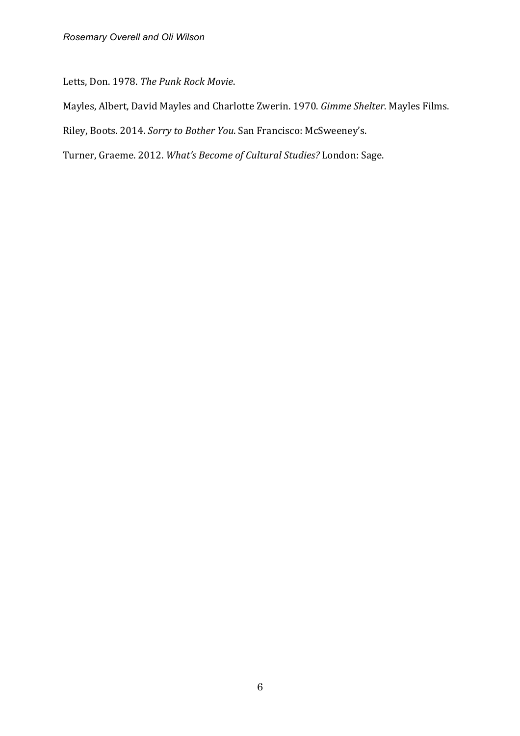Letts, Don. 1978. *The Punk Rock Movie*.

Mayles, Albert, David Mayles and Charlotte Zwerin. 1970. *Gimme Shelter*. Mayles Films.

Riley, Boots. 2014. *Sorry to Bother You*. San Francisco: McSweeney's.

Turner, Graeme. 2012. *What's Become of Cultural Studies?* London: Sage.